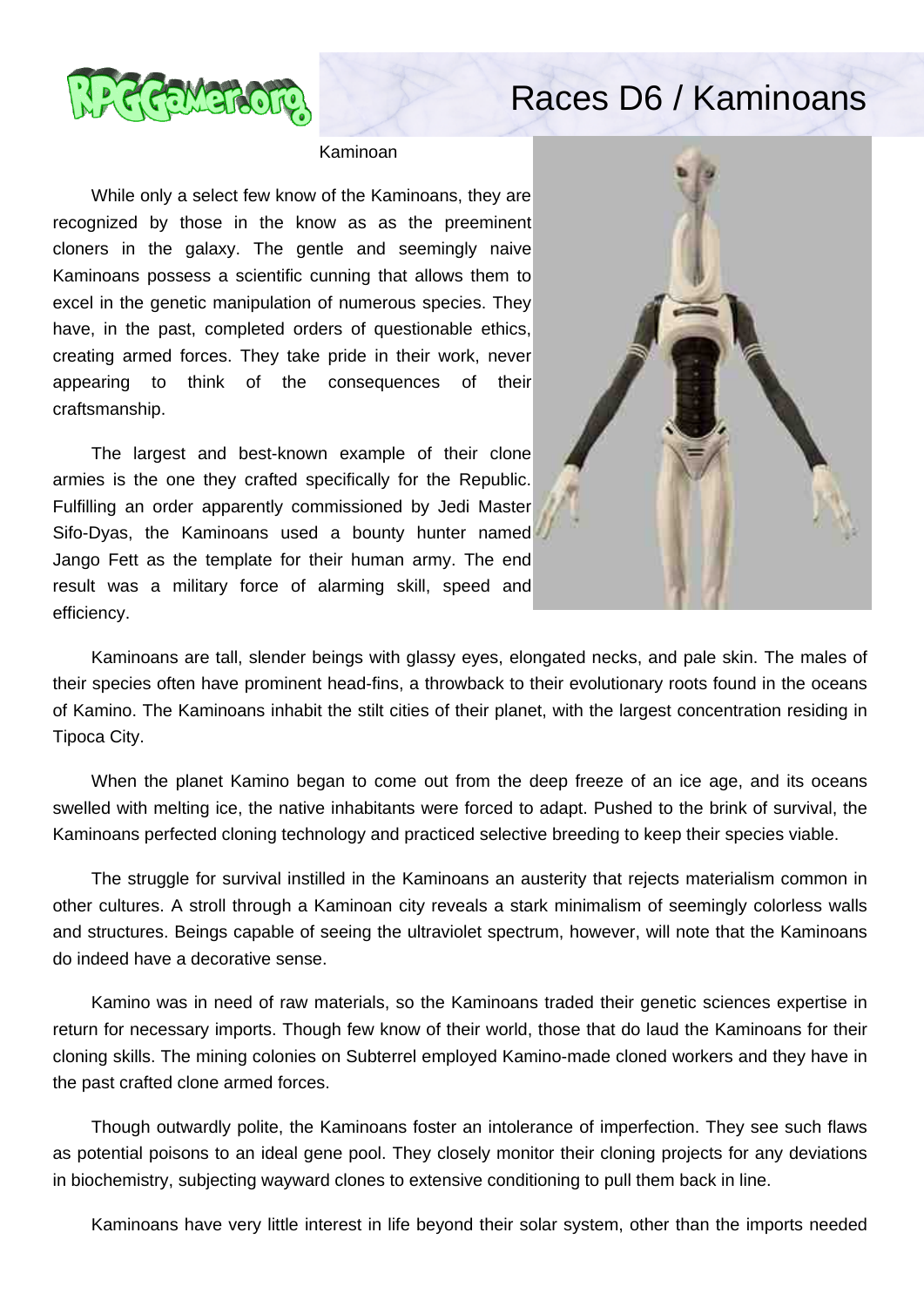# Races D6 / Kaminoans

Kaminoan

While only a select few know of the Kaminoans, they are recognized by those in the know as as the preeminent cloners in the galaxy. The gentle and seemingly naive Kaminoans possess a scientific cunning that allows them to excel in the genetic manipulation of numerous species. They have, in the past, completed orders of questionable ethics, creating armed forces. They take pride in their work, never appearing to think of the consequences of their craftsmanship.

The largest and best-known example of their clone armies is the one they crafted specifically for the Republic. Fulfilling an order apparently commissioned by Jedi Master Sifo-Dyas, the Kaminoans used a bounty hunter named Jango Fett as the template for their human army. The end result was a military force of alarming skill, speed and efficiency.

Kaminoans are tall, slender beings with glassy eyes, elongated necks, and pale skin. The males of their species often have prominent head-fins, a throwback to their evolutionary roots found in the oceans of Kamino. The Kaminoans inhabit the stilt cities of their planet, with the largest concentration residing in Tipoca City.

When the planet Kamino began to come out from the deep freeze of an ice age, and its oceans swelled with melting ice, the native inhabitants were forced to adapt. Pushed to the brink of survival, the Kaminoans perfected cloning technology and practiced selective breeding to keep their species viable.

The struggle for survival instilled in the Kaminoans an austerity that rejects materialism common in other cultures. A stroll through a Kaminoan city reveals a stark minimalism of seemingly colorless walls and structures. Beings capable of seeing the ultraviolet spectrum, however, will note that the Kaminoans do indeed have a decorative sense.

Kamino was in need of raw materials, so the Kaminoans traded their genetic sciences expertise in return for necessary imports. Though few know of their world, those that do laud the Kaminoans for their cloning skills. The mining colonies on Subterrel employed Kamino-made cloned workers and they have in the past crafted clone armed forces.

Though outwardly polite, the Kaminoans foster an intolerance of imperfection. They see such flaws as potential poisons to an ideal gene pool. They closely monitor their cloning projects for any deviations in biochemistry, subjecting wayward clones to extensive conditioning to pull them back in line.

Kaminoans have very little interest in life beyond their solar system, other than the imports needed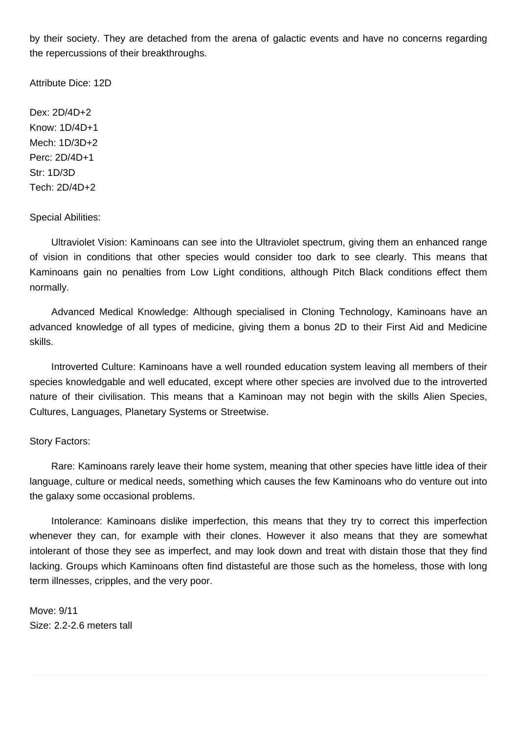by their society. They are detached from the arena of galactic events and have no concerns regarding the repercussions of their breakthroughs.

Attribute Dice: 12D

Dex: 2D/4D+2
Know: 1D/4D+1
Mech: 1D/3D+2
Perc: 2D/4D+1
Str: 1D/3D
Tech: 2D/4D+2

Special Abilities:

Ultraviolet Vision: Kaminoans can see into the Ultraviolet spectrum, giving them an enhanced range of vision in conditions that other species would consider too dark to see clearly. This means that Kaminoans gain no penalties from Low Light conditions, although Pitch Black conditions effect them normally.

Advanced Medical Knowledge: Although specialised in Cloning Technology, Kaminoans have an advanced knowledge of all types of medicine, giving them a bonus 2D to their First Aid and Medicine skills.

Introverted Culture: Kaminoans have a well rounded education system leaving all members of their species knowledgable and well educated, except where other species are involved due to the introverted nature of their civilisation. This means that a Kaminoan may not begin with the skills Alien Species, Cultures, Languages, Planetary Systems or Streetwise.

Story Factors:

Rare: Kaminoans rarely leave their home system, meaning that other species have little idea of their language, culture or medical needs, something which causes the few Kaminoans who do venture out into the galaxy some occasional problems.

Intolerance: Kaminoans dislike imperfection, this means that they try to correct this imperfection whenever they can, for example with their clones. However it also means that they are somewhat intolerant of those they see as imperfect, and may look down and treat with distain those that they find lacking. Groups which Kaminoans often find distasteful are those such as the homeless, those with long term illnesses, cripples, and the very poor.

Move: 9/11
Size: 2.2-2.6 meters tall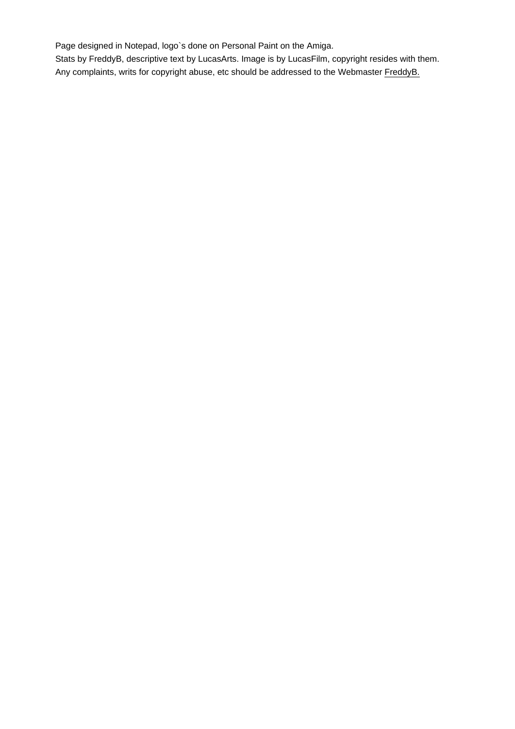Page designed in Notepad, logo`s done on Personal Paint on the Amiga.
Stats by FreddyB, descriptive text by LucasArts. Image is by LucasFilm, copyright resides with them.
Any complaints, writs for copyright abuse, etc should be addressed to the Webmaster FreddyB.